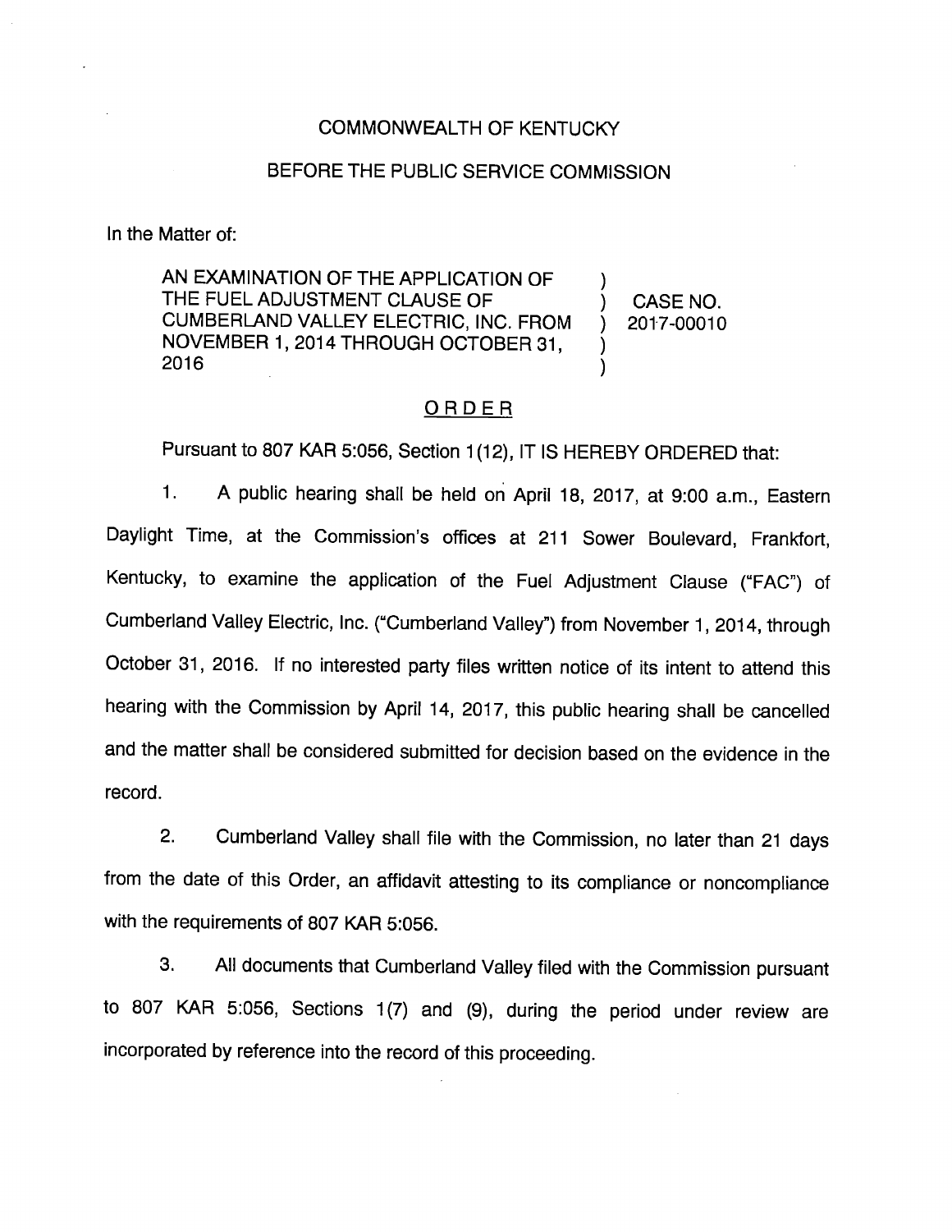COMMONWEALTH OF KENTUCKY

BEFORE THE PUBLIC SERVICE COMMISSION

In the Matter of:

| | | |
|---|---|---|
| AN EXAMINATION OF THE APPLICATION OF THE FUEL ADJUSTMENT CLAUSE OF CUMBERLAND VALLEY ELECTRIC, INC. FROM NOVEMBER 1, 2014 THROUGH OCTOBER 31, 2016 | ) ) ) ) ) | CASE NO. 2017-00010 |

## ORDER

Pursuant to 807 KAR 5:056, Section 1(12), IT IS HEREBY ORDERED that:

1. A public hearing shall be held on April 18, 2017, at 9:00 a.m., Eastern Daylight Time, at the Commission's offices at 211 Sower Boulevard, Frankfort, Kentucky, to examine the application of the Fuel Adjustment Clause ("FAC") of Cumberland Valley Electric, Inc. ("Cumberland Valley") from November 1, 2014, through October 31, 2016. If no interested party files written notice of its intent to attend this hearing with the Commission by April 14, 2017, this public hearing shall be cancelled and the matter shall be considered submitted for decision based on the evidence in the record.

2. Cumberland Valley shall file with the Commission, no later than 21 days from the date of this Order, an affidavit attesting to its compliance or noncompliance with the requirements of 807 KAR 5:056.

3. All documents that Cumberland Valley filed with the Commission pursuant to 807 KAR 5:056, Sections 1(7) and (9), during the period under review are incorporated by reference into the record of this proceeding.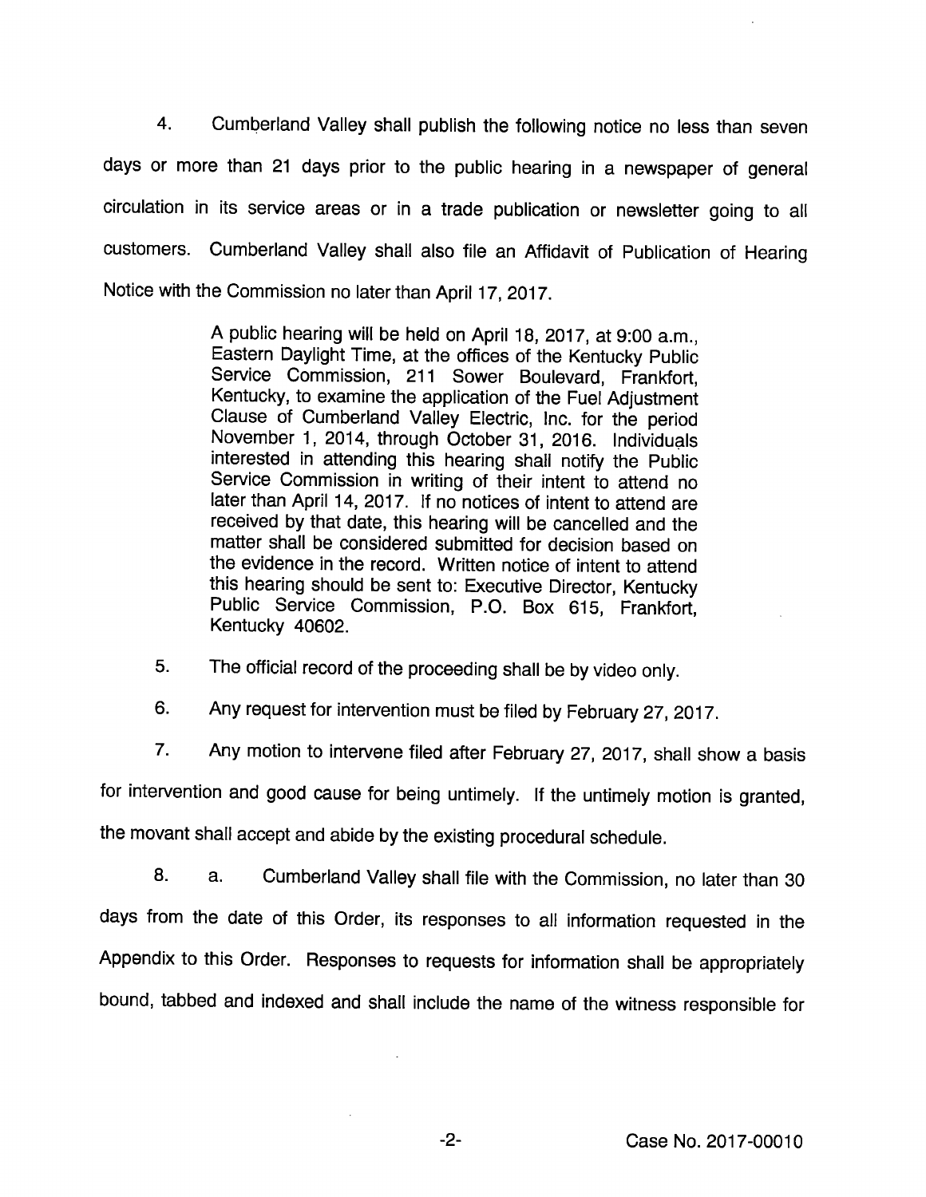4. Cumberland Valley shall publish the following notice no less than seven days or more than 21 days prior to the public hearing in a newspaper of general circulation in its service areas or in a trade publication or newsletter going to all customers. Cumberland Valley shall also file an Affidavit of Publication of Hearing Notice with the Commission no later than April 17, 2017.

> A public hearing will be held on April 18, 2017, at 9:00 a.m., Eastern Daylight Time, at the offices of the Kentucky Public Service Commission, 211 Sower Boulevard, Frankfort, Kentucky, to examine the application of the Fuel Adjustment Clause of Cumberland Valley Electric, Inc. for the period November 1, 2014, through October 31, 2016. Individuals interested in attending this hearing shall notify the Public Service Commission in writing of their intent to attend no later than April 14, 2017. If no notices of intent to attend are received by that date, this hearing will be cancelled and the matter shall be considered submitted for decision based on the evidence in the record. Written notice of intent to attend this hearing should be sent to: Executive Director, Kentucky Public Service Commission, P.O. Box 615, Frankfort, Kentucky 40602.

5. The official record of the proceeding shall be by video only.

6. Any request for intervention must be filed by February 27, 2017.

7. Any motion to intervene filed after February 27, 2017, shall show a basis for intervention and good cause for being untimely. If the untimely motion is granted, the movant shall accept and abide by the existing procedural schedule.

8. a. Cumberland Valley shall file with the Commission, no later than 30 days from the date of this Order, its responses to all information requested in the Appendix to this Order. Responses to requests for information shall be appropriately bound, tabbed and indexed and shall include the name of the witness responsible for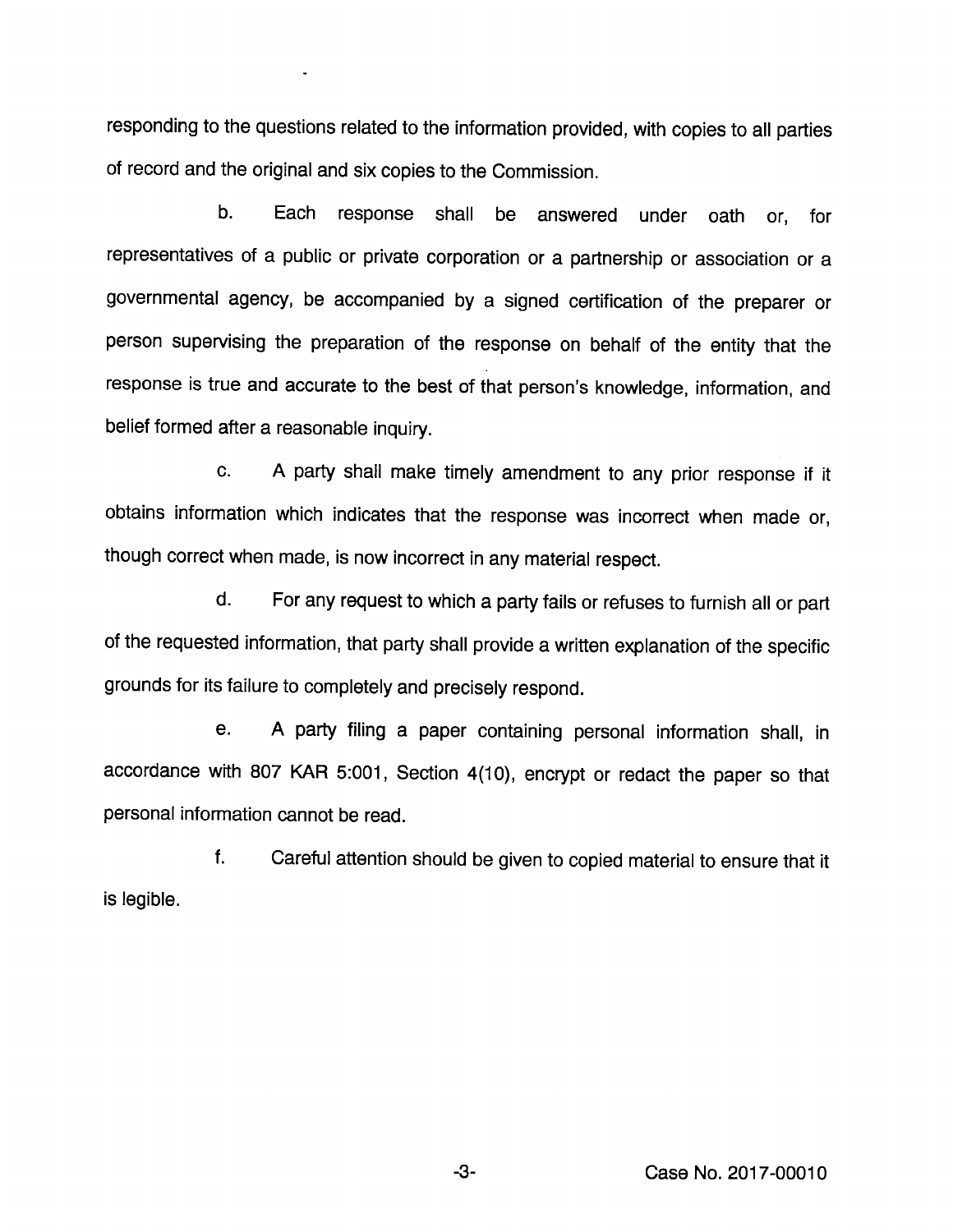responding to the questions related to the information provided, with copies to all parties of record and the original and six copies to the Commission.

b. Each response shall be answered under oath or, for representatives of a public or private corporation or a partnership or association or a governmental agency, be accompanied by a signed certification of the preparer or person supervising the preparation of the response on behalf of the entity that the response is true and accurate to the best of that person's knowledge, information, and belief formed after a reasonable inquiry.

c. A party shall make timely amendment to any prior response if it obtains information which indicates that the response was incorrect when made or, though correct when made, is now incorrect in any material respect.

d. For any request to which a party fails or refuses to furnish all or part of the requested information, that party shall provide a written explanation of the specific grounds for its failure to completely and precisely respond.

e. A party filing a paper containing personal information shall, in accordance with 807 KAR 5:001, Section 4(10), encrypt or redact the paper so that personal information cannot be read.

f. Careful attention should be given to copied material to ensure that it is legible.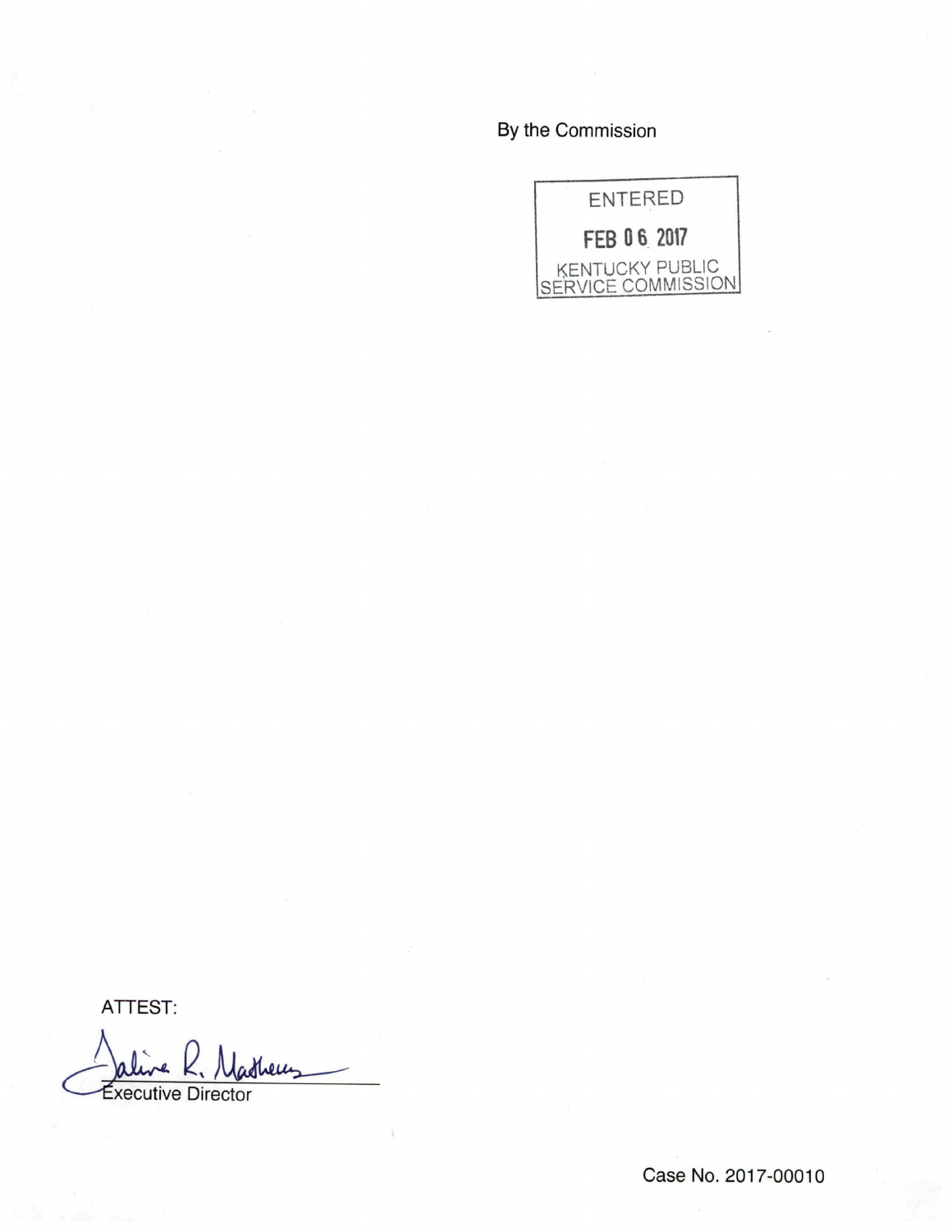By the Commission

ENTERED

FEB 06 2017

KENTUCKY PUBLIC SERVICE COMMISSION

ATTEST:

Executive Director

Case No. 2017-00010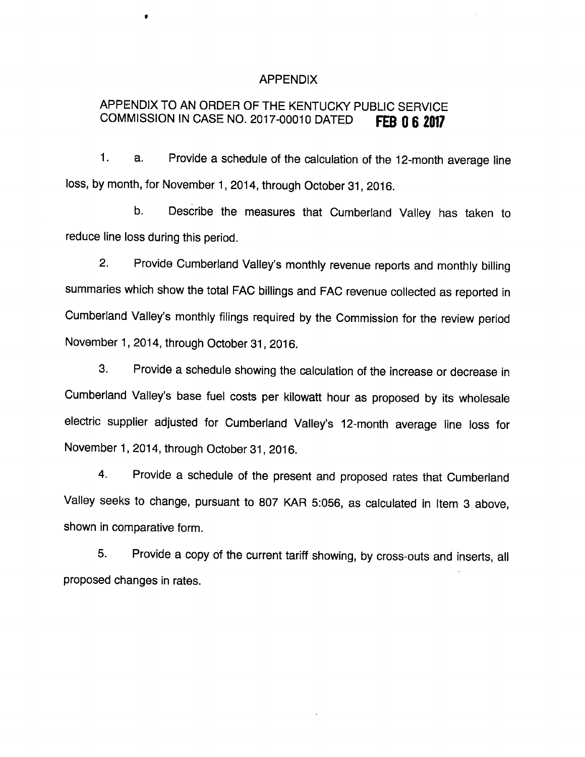# APPENDIX

## APPENDIX TO AN ORDER OF THE KENTUCKY PUBLIC SERVICE COMMISSION IN CASE NO. 2017-00010 DATED FEB 06 2017

1. a. Provide a schedule of the calculation of the 12-month average line loss, by month, for November 1, 2014, through October 31, 2016.

   b. Describe the measures that Cumberland Valley has taken to reduce line loss during this period.

2. Provide Cumberland Valley's monthly revenue reports and monthly billing summaries which show the total FAC billings and FAC revenue collected as reported in Cumberland Valley's monthly filings required by the Commission for the review period November 1, 2014, through October 31, 2016.

3. Provide a schedule showing the calculation of the increase or decrease in Cumberland Valley's base fuel costs per kilowatt hour as proposed by its wholesale electric supplier adjusted for Cumberland Valley's 12-month average line loss for November 1, 2014, through October 31, 2016.

4. Provide a schedule of the present and proposed rates that Cumberland Valley seeks to change, pursuant to 807 KAR 5:056, as calculated in Item 3 above, shown in comparative form.

5. Provide a copy of the current tariff showing, by cross-outs and inserts, all proposed changes in rates.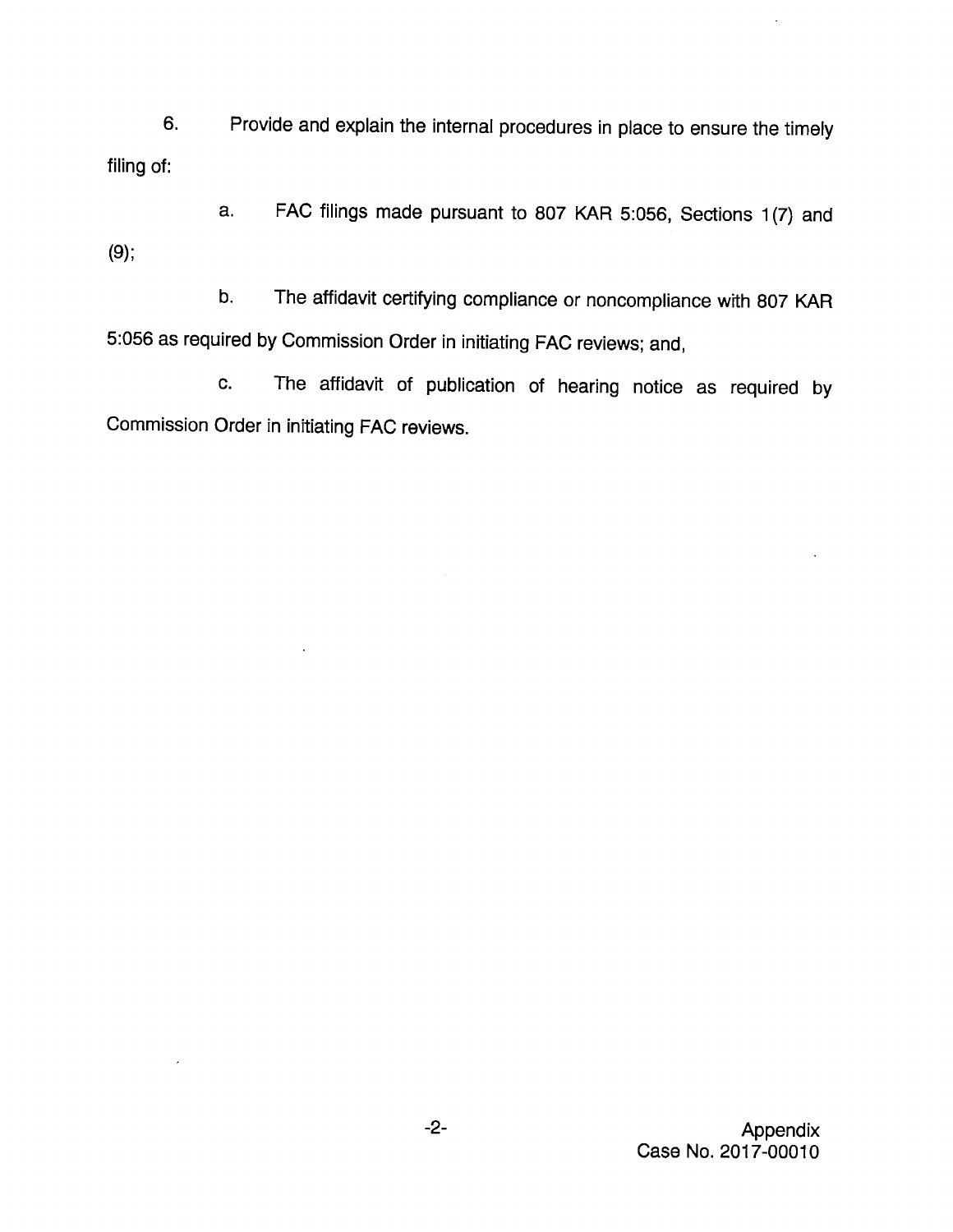6. Provide and explain the internal procedures in place to ensure the timely filing of:

a. FAC filings made pursuant to 807 KAR 5:056, Sections 1(7) and (9);

b. The affidavit certifying compliance or noncompliance with 807 KAR 5:056 as required by Commission Order in initiating FAC reviews; and,

c. The affidavit of publication of hearing notice as required by Commission Order in initiating FAC reviews.

Appendix
Case No. 2017-00010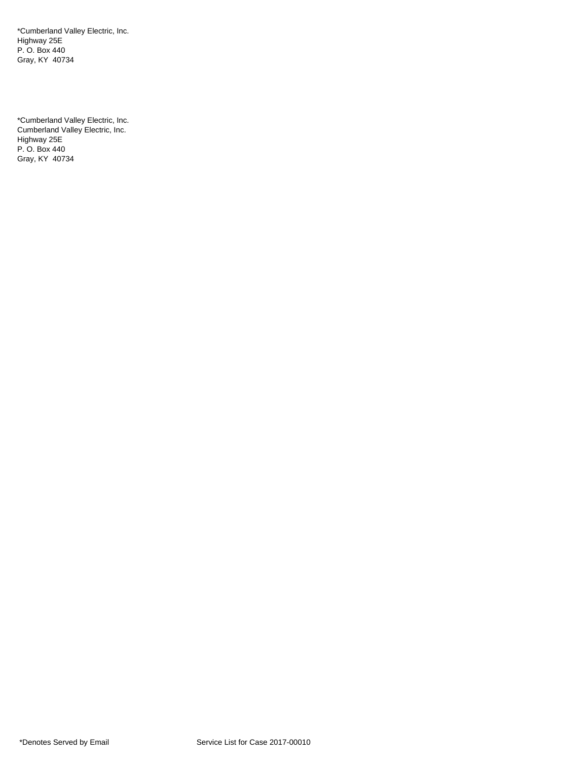*Cumberland Valley Electric, Inc.
Highway 25E
P. O. Box 440
Gray, KY  40734

*Cumberland Valley Electric, Inc.
Cumberland Valley Electric, Inc.
Highway 25E
P. O. Box 440
Gray, KY  40734